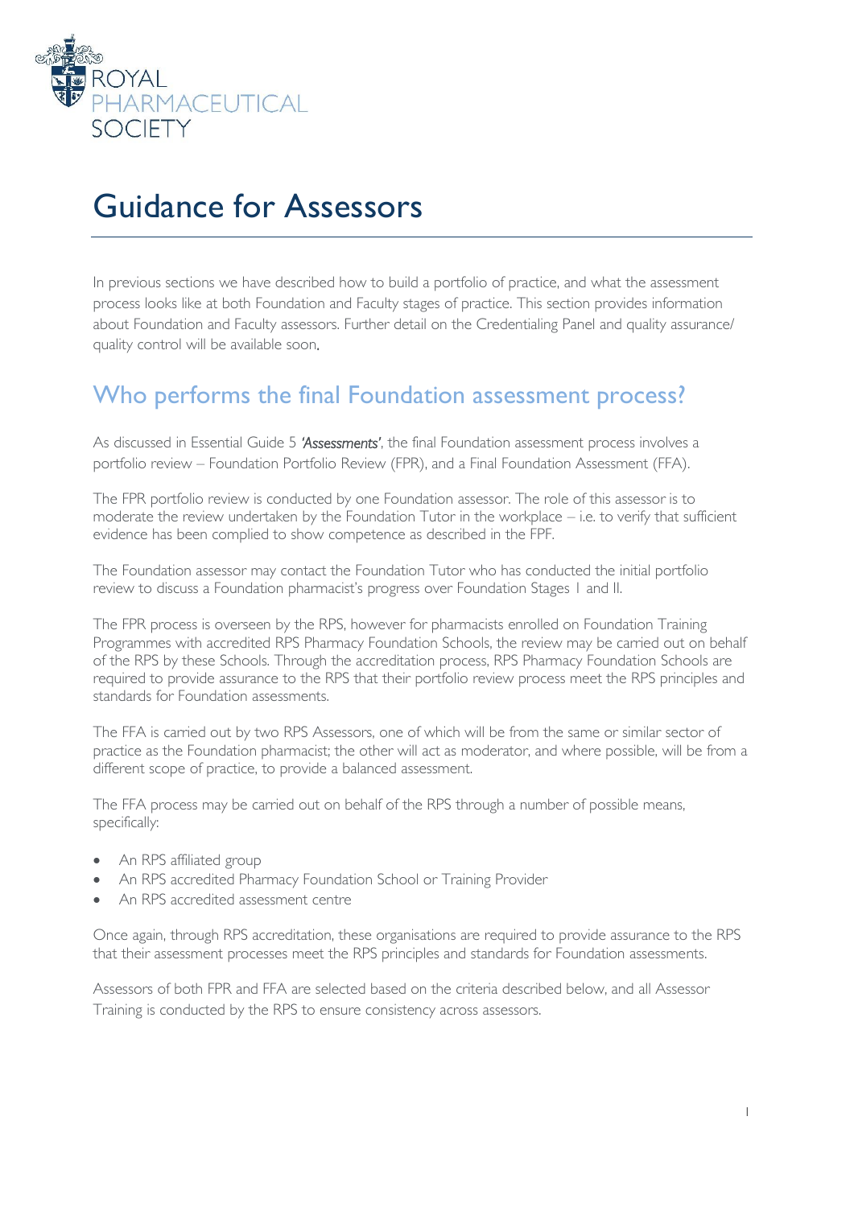# Guidance for Assessors

In previous sections we have described how to build a portfolio of practice, and what the assessment process looks like at both Foundation and Faculty stages of practice. This section provides information about Foundation and Faculty assessors. Further detail on the Credentialing Panel and quality assurance/ quality control will be available soon.

## Who performs the final Foundation assessment process?

As discussed in Essential Guide 5 ***'Assessments'***, the final Foundation assessment process involves a portfolio review – Foundation Portfolio Review (FPR), and a Final Foundation Assessment (FFA).

The FPR portfolio review is conducted by one Foundation assessor. The role of this assessor is to moderate the review undertaken by the Foundation Tutor in the workplace – i.e. to verify that sufficient evidence has been complied to show competence as described in the FPF.

The Foundation assessor may contact the Foundation Tutor who has conducted the initial portfolio review to discuss a Foundation pharmacist's progress over Foundation Stages I and II.

The FPR process is overseen by the RPS, however for pharmacists enrolled on Foundation Training Programmes with accredited RPS Pharmacy Foundation Schools, the review may be carried out on behalf of the RPS by these Schools. Through the accreditation process, RPS Pharmacy Foundation Schools are required to provide assurance to the RPS that their portfolio review process meet the RPS principles and standards for Foundation assessments.

The FFA is carried out by two RPS Assessors, one of which will be from the same or similar sector of practice as the Foundation pharmacist; the other will act as moderator, and where possible, will be from a different scope of practice, to provide a balanced assessment.

The FFA process may be carried out on behalf of the RPS through a number of possible means, specifically:

- An RPS affiliated group
- An RPS accredited Pharmacy Foundation School or Training Provider
- An RPS accredited assessment centre

Once again, through RPS accreditation, these organisations are required to provide assurance to the RPS that their assessment processes meet the RPS principles and standards for Foundation assessments.

Assessors of both FPR and FFA are selected based on the criteria described below, and all Assessor Training is conducted by the RPS to ensure consistency across assessors.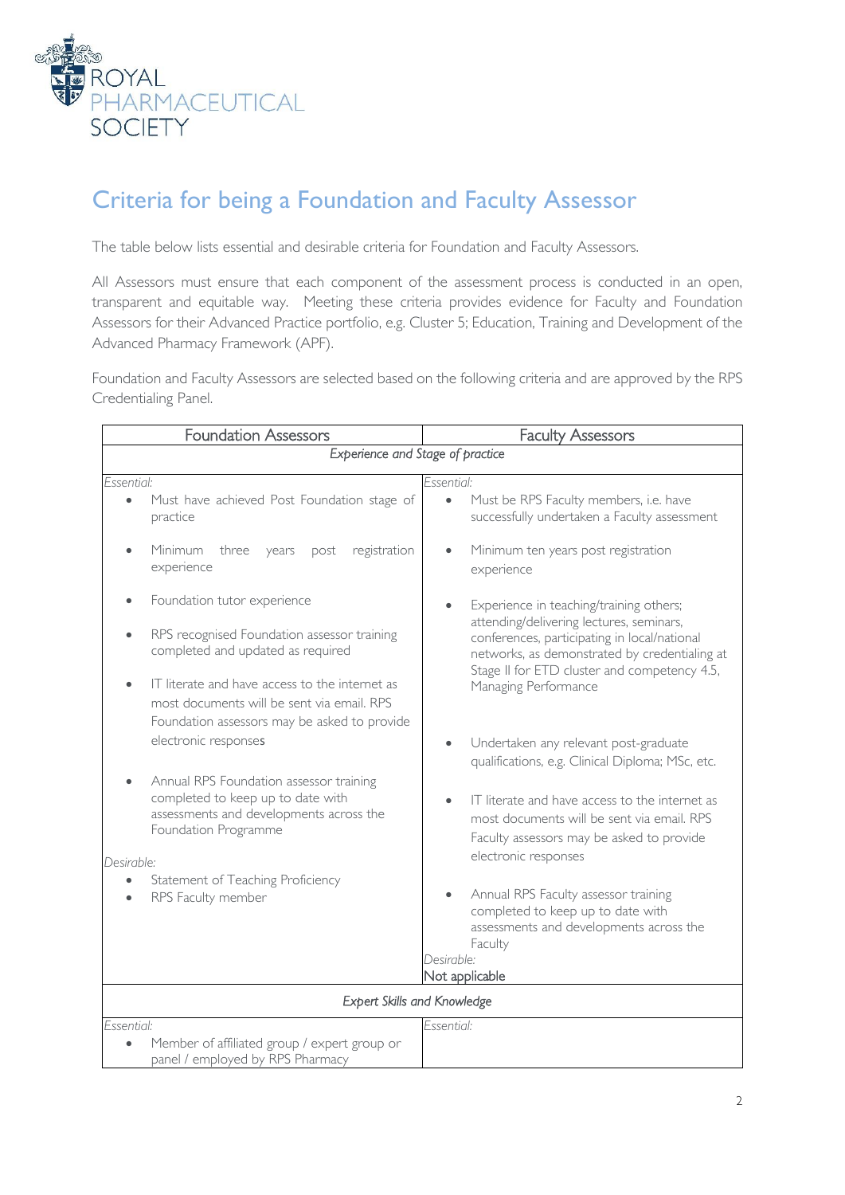# Criteria for being a Foundation and Faculty Assessor

The table below lists essential and desirable criteria for Foundation and Faculty Assessors.

All Assessors must ensure that each component of the assessment process is conducted in an open, transparent and equitable way. Meeting these criteria provides evidence for Faculty and Foundation Assessors for their Advanced Practice portfolio, e.g. Cluster 5; Education, Training and Development of the Advanced Pharmacy Framework (APF).

Foundation and Faculty Assessors are selected based on the following criteria and are approved by the RPS Credentialing Panel.

| Foundation Assessors | Faculty Assessors |
| --- | --- |
| *Experience and Stage of practice* | |
| *Essential:*<br>• Must have achieved Post Foundation stage of practice<br>• Minimum three years post registration experience<br>• Foundation tutor experience<br>• RPS recognised Foundation assessor training completed and updated as required<br>• IT literate and have access to the internet as most documents will be sent via email. RPS Foundation assessors may be asked to provide electronic responses<br>• Annual RPS Foundation assessor training completed to keep up to date with assessments and developments across the Foundation Programme<br>*Desirable:*<br>• Statement of Teaching Proficiency<br>• RPS Faculty member | *Essential:*<br>• Must be RPS Faculty members, i.e. have successfully undertaken a Faculty assessment<br>• Minimum ten years post registration experience<br>• Experience in teaching/training others; attending/delivering lectures, seminars, conferences, participating in local/national networks, as demonstrated by credentialing at Stage II for ETD cluster and competency 4.5, Managing Performance<br>• Undertaken any relevant post-graduate qualifications, e.g. Clinical Diploma; MSc, etc.<br>• IT literate and have access to the internet as most documents will be sent via email. RPS Faculty assessors may be asked to provide electronic responses<br>• Annual RPS Faculty assessor training completed to keep up to date with assessments and developments across the Faculty<br>*Desirable:*<br>Not applicable |
| *Expert Skills and Knowledge* | |
| *Essential:*<br>• Member of affiliated group / expert group or panel / employed by RPS Pharmacy | *Essential:* |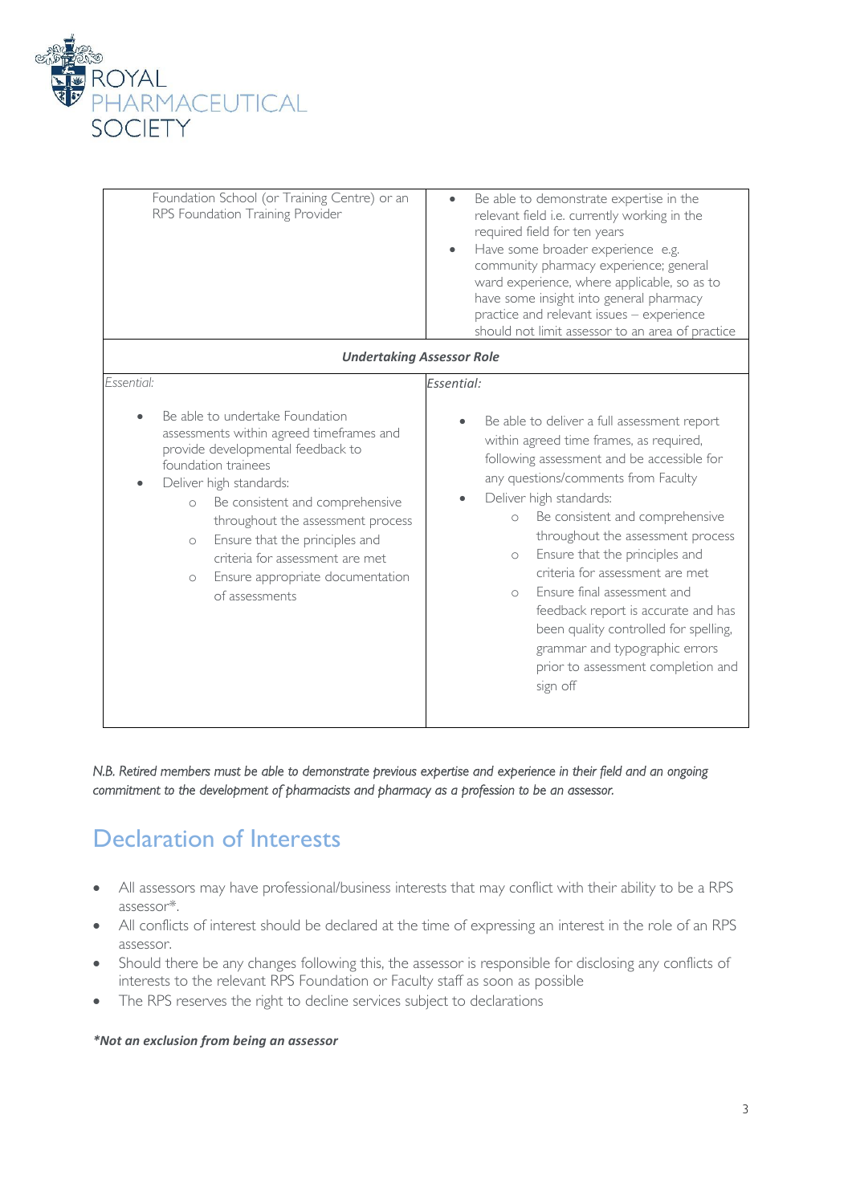| Foundation School (or Training Centre) or an RPS Foundation Training Provider | • Be able to demonstrate expertise in the relevant field i.e. currently working in the required field for ten years<br>• Have some broader experience e.g. community pharmacy experience; general ward experience, where applicable, so as to have some insight into general pharmacy practice and relevant issues – experience should not limit assessor to an area of practice |
|---|---|
| ***Undertaking Assessor Role*** | |
| *Essential:*<br>• Be able to undertake Foundation assessments within agreed timeframes and provide developmental feedback to foundation trainees<br>• Deliver high standards:<br>  ○ Be consistent and comprehensive throughout the assessment process<br>  ○ Ensure that the principles and criteria for assessment are met<br>  ○ Ensure appropriate documentation of assessments | *Essential:*<br>• Be able to deliver a full assessment report within agreed time frames, as required, following assessment and be accessible for any questions/comments from Faculty<br>• Deliver high standards:<br>  ○ Be consistent and comprehensive throughout the assessment process<br>  ○ Ensure that the principles and criteria for assessment are met<br>  ○ Ensure final assessment and feedback report is accurate and has been quality controlled for spelling, grammar and typographic errors prior to assessment completion and sign off |

*N.B. Retired members must be able to demonstrate previous expertise and experience in their field and an ongoing commitment to the development of pharmacists and pharmacy as a profession to be an assessor.*

## Declaration of Interests

- All assessors may have professional/business interests that may conflict with their ability to be a RPS assessor*.
- All conflicts of interest should be declared at the time of expressing an interest in the role of an RPS assessor.
- Should there be any changes following this, the assessor is responsible for disclosing any conflicts of interests to the relevant RPS Foundation or Faculty staff as soon as possible
- The RPS reserves the right to decline services subject to declarations

***Not an exclusion from being an assessor**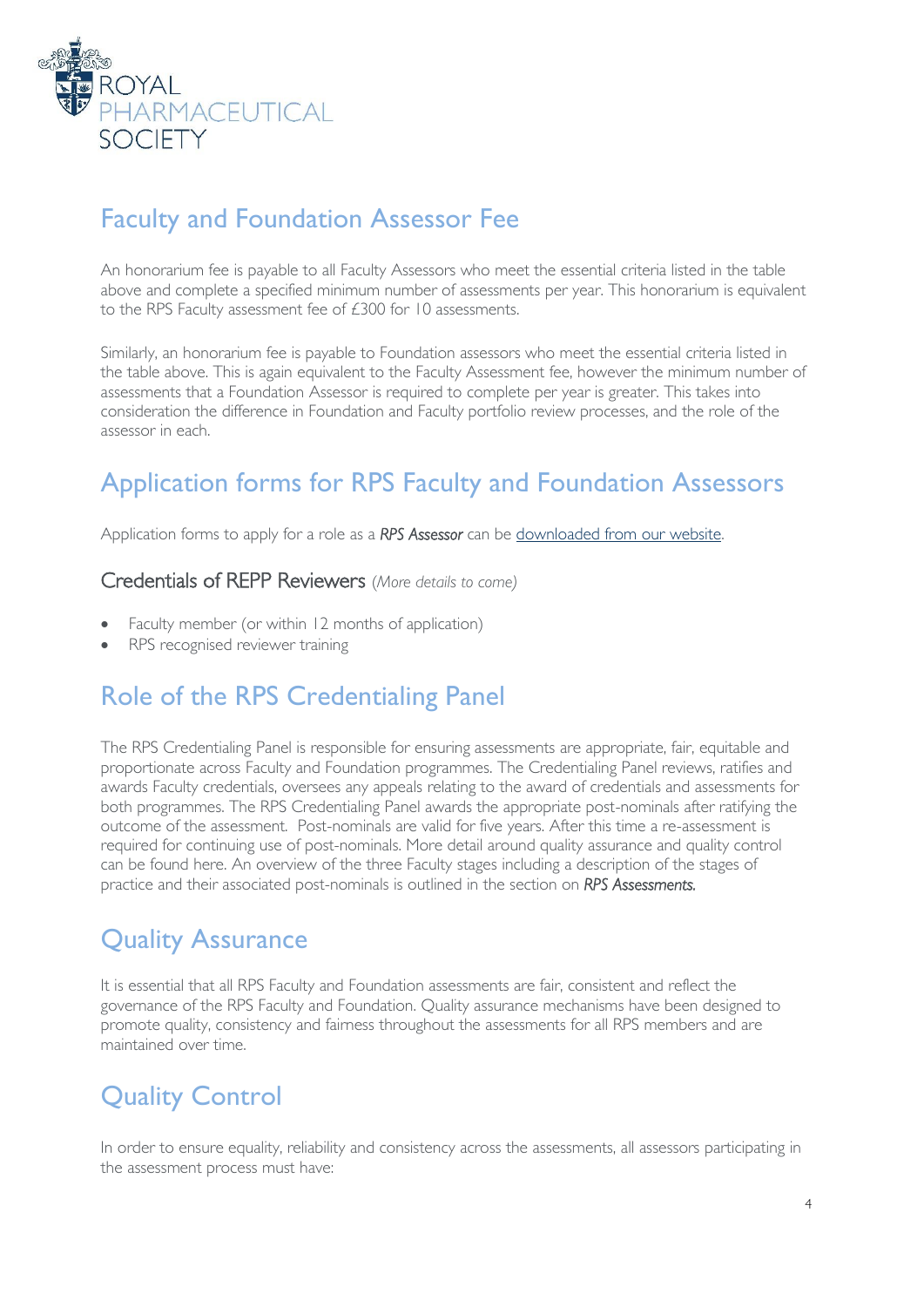## Faculty and Foundation Assessor Fee

An honorarium fee is payable to all Faculty Assessors who meet the essential criteria listed in the table above and complete a specified minimum number of assessments per year. This honorarium is equivalent to the RPS Faculty assessment fee of £300 for 10 assessments.

Similarly, an honorarium fee is payable to Foundation assessors who meet the essential criteria listed in the table above. This is again equivalent to the Faculty Assessment fee, however the minimum number of assessments that a Foundation Assessor is required to complete per year is greater. This takes into consideration the difference in Foundation and Faculty portfolio review processes, and the role of the assessor in each.

## Application forms for RPS Faculty and Foundation Assessors

Application forms to apply for a role as a ***RPS Assessor*** can be downloaded from our website.

### Credentials of REPP Reviewers *(More details to come)*

- Faculty member (or within 12 months of application)
- RPS recognised reviewer training

## Role of the RPS Credentialing Panel

The RPS Credentialing Panel is responsible for ensuring assessments are appropriate, fair, equitable and proportionate across Faculty and Foundation programmes. The Credentialing Panel reviews, ratifies and awards Faculty credentials, oversees any appeals relating to the award of credentials and assessments for both programmes. The RPS Credentialing Panel awards the appropriate post-nominals after ratifying the outcome of the assessment. Post-nominals are valid for five years. After this time a re-assessment is required for continuing use of post-nominals. More detail around quality assurance and quality control can be found here. An overview of the three Faculty stages including a description of the stages of practice and their associated post-nominals is outlined in the section on ***RPS Assessments.***

## Quality Assurance

It is essential that all RPS Faculty and Foundation assessments are fair, consistent and reflect the governance of the RPS Faculty and Foundation. Quality assurance mechanisms have been designed to promote quality, consistency and fairness throughout the assessments for all RPS members and are maintained over time.

## Quality Control

In order to ensure equality, reliability and consistency across the assessments, all assessors participating in the assessment process must have: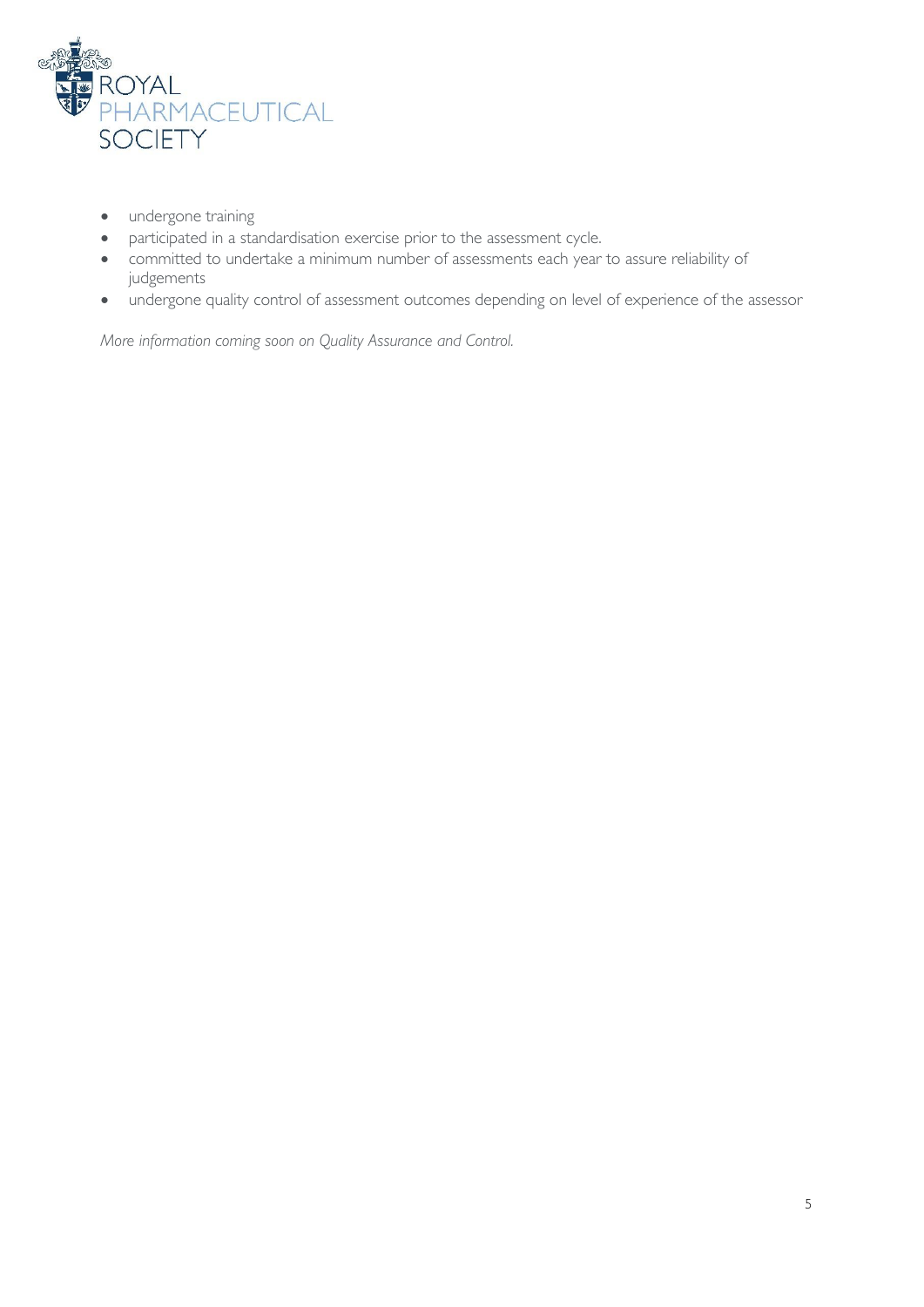- undergone training
- participated in a standardisation exercise prior to the assessment cycle.
- committed to undertake a minimum number of assessments each year to assure reliability of judgements
- undergone quality control of assessment outcomes depending on level of experience of the assessor

*More information coming soon on Quality Assurance and Control.*